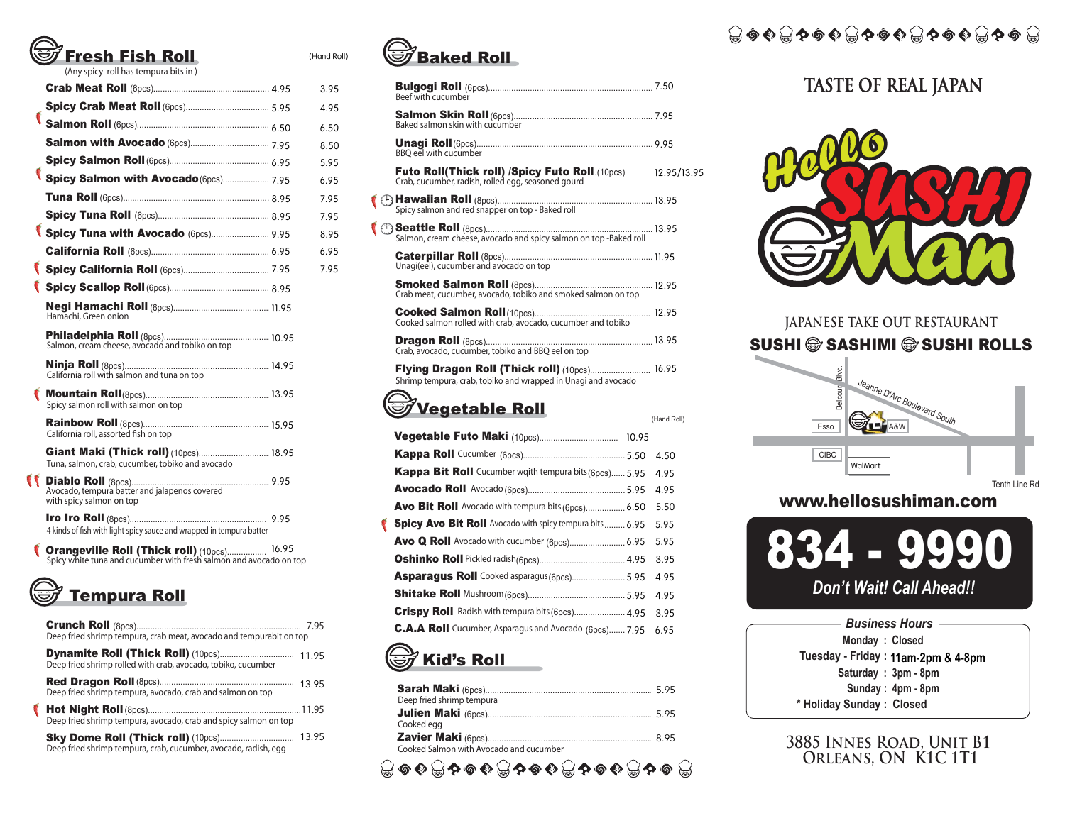## Fresh Fish Roll

(Any spicy roll has tempura bits in )

| Item | Roll | (Hand Roll) |
|---|---|---|
| **Crab Meat Roll** (6pcs) | 4.95 | 3.95 |
| **Spicy Crab Meat Roll** (6pcs) | 5.95 | 4.95 |
| **Salmon Roll** (6pcs) | 6.50 | 6.50 |
| **Salmon with Avocado** (6pcs) | 7.95 | 8.50 |
| **Spicy Salmon Roll** (6pcs) | 6.95 | 5.95 |
| **Spicy Salmon with Avocado** (6pcs) | 7.95 | 6.95 |
| **Tuna Roll** (6pcs) | 8.95 | 7.95 |
| **Spicy Tuna Roll** (6pcs) | 8.95 | 7.95 |
| **Spicy Tuna with Avocado** (6pcs) | 9.95 | 8.95 |
| **California Roll** (6pcs) | 6.95 | 6.95 |
| **Spicy California Roll** (6pcs) | 7.95 | 7.95 |
| **Spicy Scallop Roll** (6pcs) | 8.95 | |
| **Negi Hamachi Roll** (6pcs) Hamachi, Green onion | 11.95 | |
| **Philadelphia Roll** (8pcs) Salmon, cream cheese, avocado and tobiko on top | 10.95 | |
| **Ninja Roll** (8pcs) California roll with salmon and tuna on top | 14.95 | |
| **Mountain Roll** (8pcs) Spicy salmon roll with salmon on top | 13.95 | |
| **Rainbow Roll** (8pcs) California roll, assorted fish on top | 15.95 | |
| **Giant Maki (Thick roll)** (10pcs) Tuna, salmon, crab, cucumber, tobiko and avocado | 18.95 | |
| **Diablo Roll** (8pcs) Avocado, tempura batter and jalapenos covered with spicy salmon on top | 9.95 | |
| **Iro Iro Roll** (8pcs) 4 kinds of fish with light spicy sauce and wrapped in tempura batter | 9.95 | |
| **Orangeville Roll (Thick roll)** (10pcs) Spicy white tuna and cucumber with fresh salmon and avocado on top | 16.95 | |

## Tempura Roll

- **Crunch Roll** (8pcs) ...... 7.95
  Deep fried shrimp tempura, crab meat, avocado and tempurabit on top
- **Dynamite Roll (Thick Roll)** (10pcs) ...... 11.95
  Deep fried shrimp rolled with crab, avocado, tobiko, cucumber
- **Red Dragon Roll** (8pcs) ...... 13.95
  Deep fried shrimp tempura, avocado, crab and salmon on top
- **Hot Night Roll** (8pcs) ...... 11.95
  Deep fried shrimp tempura, avocado, crab and spicy salmon on top
- **Sky Dome Roll (Thick roll)** (10pcs) ...... 13.95
  Deep fried shrimp tempura, crab, cucumber, avocado, radish, egg

## Baked Roll

- **Bulgogi Roll** (6pcs) ...... 7.50
  Beef with cucumber
- **Salmon Skin Roll** (6pcs) ...... 7.95
  Baked salmon skin with cucumber
- **Unagi Roll** (6pcs) ...... 9.95
  BBQ eel with cucumber
- **Futo Roll(Thick roll) /Spicy Futo Roll** (10pcs) ...... 12.95/13.95
  Crab, cucumber, radish, rolled egg, seasoned gourd
- **Hawaiian Roll** (8pcs) ...... 13.95
  Spicy salmon and red snapper on top - Baked roll
- **Seattle Roll** (8pcs) ...... 13.95
  Salmon, cream cheese, avocado and spicy salmon on top -Baked roll
- **Caterpillar Roll** (8pcs) ...... 11.95
  Unagi(eel), cucumber and avocado on top
- **Smoked Salmon Roll** (8pcs) ...... 12.95
  Crab meat, cucumber, avocado, tobiko and smoked salmon on top
- **Cooked Salmon Roll** (10pcs) ...... 12.95
  Cooked salmon rolled with crab, avocado, cucumber and tobiko
- **Dragon Roll** (8pcs) ...... 13.95
  Crab, avocado, cucumber, tobiko and BBQ eel on top
- **Flying Dragon Roll (Thick roll)** (10pcs) ...... 16.95
  Shrimp tempura, crab, tobiko and wrapped in Unagi and avocado

## Vegetable Roll

| Item | Roll | (Hand Roll) |
|---|---|---|
| **Vegetable Futo Maki** (10pcs) | 10.95 | |
| **Kappa Roll** Cucumber (6pcs) | 5.50 | 4.50 |
| **Kappa Bit Roll** Cucumber wqith tempura bits(6pcs) | 5.95 | 4.95 |
| **Avocado Roll** Avocado (6pcs) | 5.95 | 4.95 |
| **Avo Bit Roll** Avocado with tempura bits (6pcs) | 6.50 | 5.50 |
| **Spicy Avo Bit Roll** Avocado with spicy tempura bits | 6.95 | 5.95 |
| **Avo Q Roll** Avocado with cucumber (6pcs) | 6.95 | 5.95 |
| **Oshinko Roll** Pickled radish(6pcs) | 4.95 | 3.95 |
| **Asparagus Roll** Cooked asparagus(6pcs) | 5.95 | 4.95 |
| **Shitake Roll** Mushroom(6pcs) | 5.95 | 4.95 |
| **Crispy Roll** Radish with tempura bits (6pcs) | 4.95 | 3.95 |
| **C.A.A Roll** Cucumber, Asparagus and Avocado (6pcs) | 7.95 | 6.95 |

## Kid's Roll

- **Sarah Maki** (6pcs) ...... 5.95
  Deep fried shrimp tempura
- **Julien Maki** (6pcs) ...... 5.95
  Cooked egg
- **Zavier Maki** (6pcs) ...... 8.95
  Cooked Salmon with Avocado and cucumber

# TASTE OF REAL JAPAN

# Hello SUSHI Man

JAPANESE TAKE OUT RESTAURANT

**SUSHI · SASHIMI · SUSHI ROLLS**

Belcourt Blvd. · Jeanne D'Arc Boulevard South · Esso · A&W · CIBC · WalMart · Tenth Line Rd

**www.hellosushiman.com**

# 834 - 9990

*Don't Wait! Call Ahead!!*

### Business Hours

- Monday : Closed
- Tuesday - Friday : 11am-2pm & 4-8pm
- Saturday : 3pm - 8pm
- Sunday : 4pm - 8pm
- * Holiday Sunday : Closed

3885 Innes Road, Unit B1
Orleans, ON K1C 1T1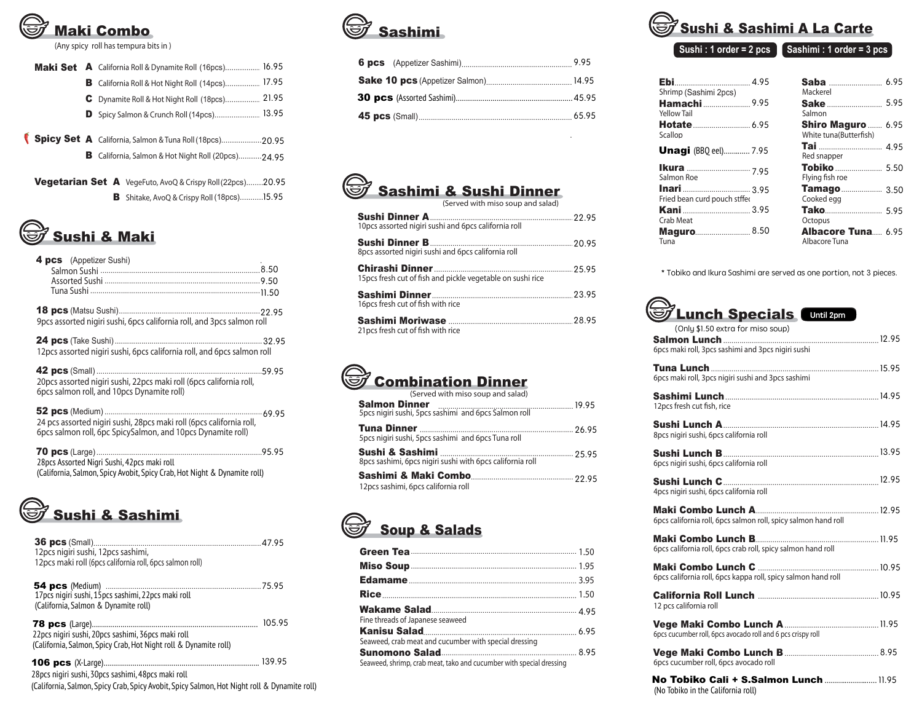## Maki Combo

(Any spicy roll has tempura bits in )

**Maki Set**

- **A** California Roll & Dynamite Roll (16pcs)................ 16.95
- **B** California Roll & Hot Night Roll (14pcs)................ 17.95
- **C** Dynamite Roll & Hot Night Roll (18pcs)................ 21.95
- **D** Spicy Salmon & Crunch Roll (14pcs)..................... 13.95

**Spicy Set**

- **A** California, Salmon & Tuna Roll (18pcs)..................20.95
- **B** California, Salmon & Hot Night Roll (20pcs)...........24.95

**Vegetarian Set**

- **A** VegeFuto, AvoQ & Crispy Roll (22pcs)........20.95
- **B** Shitake, AvoQ & Crispy Roll (18pcs)...........15.95

## Sushi & Maki

**4 pcs** (Appetizer Sushi)

- Salmon Sushi ......................................................8.50
- Assorted Sushi ....................................................9.50
- Tuna Sushi .........................................................11.50

**18 pcs** (Matsu Sushi)....................................................22.95
9pcs assorted nigiri sushi, 6pcs california roll, and 3pcs salmon roll

**24 pcs** (Take Sushi)........................................................32.95
12pcs assorted nigiri sushi, 6pcs california roll, and 6pcs salmon roll

**42 pcs** (Small)................................................................59.95
20pcs assorted nigiri sushi, 22pcs maki roll (6pcs california roll, 6pcs salmon roll, and 10pcs Dynamite roll)

**52 pcs** (Medium)............................................................69.95
24 pcs assorted nigiri sushi, 28pcs maki roll (6pcs california roll, 6pcs salmon roll, 6pc SpicySalmon, and 10pcs Dynamite roll)

**70 pcs** (Large)................................................................95.95
28pcs Assorted Nigri Sushi, 42pcs maki roll (California, Salmon, Spicy Avobit, Spicy Crab, Hot Night & Dynamite roll)

## Sushi & Sashimi

**36 pcs** (Small)................................................................47.95
12pcs nigiri sushi, 12pcs sashimi, 12pcs maki roll (6pcs california roll, 6pcs salmon roll)

**54 pcs** (Medium)............................................................75.95
17pcs nigiri sushi, 15pcs sashimi, 22pcs maki roll (California, Salmon & Dynamite roll)

**78 pcs** (Large)................................................................105.95
22pcs nigiri sushi, 20pcs sashimi, 36pcs maki roll (California, Salmon, Spicy Crab, Hot Night roll & Dynamite roll)

**106 pcs** (X-Large)..........................................................139.95
28pcs nigiri sushi, 30pcs sashimi, 48pcs maki roll (California, Salmon, Spicy Crab, Spicy Avobit, Spicy Salmon, Hot Night roll & Dynamite roll)

## Sashimi

- **6 pcs** (Appetizer Sashimi)........................................ 9.95
- **Sake 10 pcs** (Appetizer Salmon)................................ 14.95
- **30 pcs** (Assorted Sashimi)......................................... 45.95
- **45 pcs** (Small)............................................................ 65.95

## Sashimi & Sushi Dinner

(Served with miso soup and salad)

**Sushi Dinner A**.............................................................. 22.95
10pcs assorted nigiri sushi and 6pcs california roll

**Sushi Dinner B**.............................................................. 20.95
8pcs assorted nigiri sushi and 6pcs california roll

**Chirashi Dinner**.............................................................. 25.95
15pcs fresh cut of fish and pickle vegetable on sushi rice

**Sashimi Dinner**.............................................................. 23.95
16pcs fresh cut of fish with rice

**Sashimi Moriwase**.......................................................... 28.95
21pcs fresh cut of fish with rice

## Combination Dinner

(Served with miso soup and salad)

**Salmon Dinner**................................................................ 19.95
5pcs nigiri sushi, 5pcs sashimi and 6pcs Salmon roll

**Tuna Dinner**.................................................................... 26.95
5pcs nigiri sushi, 5pcs sashimi and 6pcs Tuna roll

**Sushi & Sashimi**............................................................. 25.95
8pcs sashimi, 6pcs nigiri sushi with 6pcs california roll

**Sashimi & Maki Combo**................................................. 22.95
12pcs sashimi, 6pcs california roll

## Soup & Salads

- **Green Tea**........................................................................ 1.50
- **Miso Soup**....................................................................... 1.95
- **Edamame**......................................................................... 3.95
- **Rice**.................................................................................. 1.50

**Wakame Salad**................................................................... 4.95
Fine threads of Japanese seaweed

**Kanisu Salad**..................................................................... 6.95
Seaweed, crab meat and cucumber with special dressing

**Sunomono Salad**................................................................ 8.95
Seaweed, shrimp, crab meat, tako and cucumber with special dressing

## Sushi & Sashimi A La Carte

**Sushi : 1 order = 2 pcs** | **Sashimi : 1 order = 3 pcs**

- **Ebi**.................................. 4.95
  Shrimp (Sashimi 2pcs)
- **Hamachi**...................... 9.95
  Yellow Tail
- **Hotate**.......................... 6.95
  Scallop
- **Unagi** (BBQ eel)............. 7.95
- **Ikura**............................. 7.95
  Salmon Roe
- **Inari**............................. 3.95
  Fried bean curd pouch stffe
- **Kani**.............................. 3.95
  Crab Meat
- **Maguro**......................... 8.50
  Tuna
- **Saba**............................. 6.95
  Mackerel
- **Sake**............................. 5.95
  Salmon
- **Shiro Maguro**............. 6.95
  White tuna(Butterfish)
- **Tai**................................ 4.95
  Red snapper
- **Tobiko**.......................... 5.50
  Flying fish roe
- **Tamago**........................ 3.50
  Cooked egg
- **Tako**............................. 5.95
  Octopus
- **Albacore Tuna**............ 6.95
  Albacore Tuna

* Tobiko and Ikura Sashimi are served as one portion, not 3 pieces.

## Lunch Specials **Until 2pm**

(Only $1.50 extra for miso soup)

**Salmon Lunch**.................................................................12.95
6pcs maki roll, 3pcs sashimi and 3pcs nigiri sushi

**Tuna Lunch**.....................................................................15.95
6pcs maki roll, 3pcs nigiri sushi and 3pcs sashimi

**Sashimi Lunch**.................................................................14.95
12pcs fresh cut fish, rice

**Sushi Lunch A**.................................................................14.95
8pcs nigiri sushi, 6pcs california roll

**Sushi Lunch B**.................................................................13.95
6pcs nigiri sushi, 6pcs california roll

**Sushi Lunch C**.................................................................12.95
4pcs nigiri sushi, 6pcs california roll

**Maki Combo Lunch A**......................................................12.95
6pcs california roll, 6pcs salmon roll, spicy salmon hand roll

**Maki Combo Lunch B**......................................................11.95
6pcs california roll, 6pcs crab roll, spicy salmon hand roll

**Maki Combo Lunch C**......................................................10.95
6pcs california roll, 6pcs kappa roll, spicy salmon hand roll

**California Roll Lunch**......................................................10.95
12 pcs california roll

**Vege Maki Combo Lunch A**..............................................11.95
6pcs cucumber roll, 6pcs avocado roll and 6 pcs crispy roll

**Vege Maki Combo Lunch B**..............................................8.95
6pcs cucumber roll, 6pcs avocado roll

**No Tobiko Cali + S.Salmon Lunch**...................................11.95
(No Tobiko in the California roll)